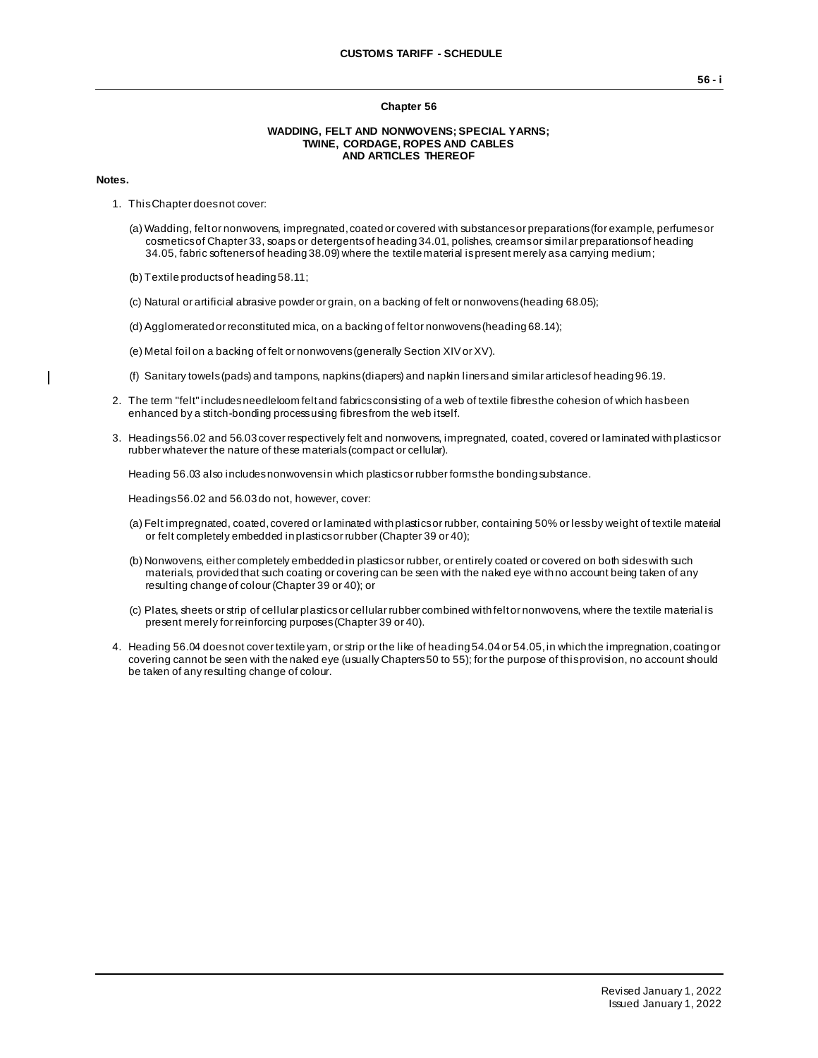# Chapter 56

## WADDING, FELT AND NONWOVENS; SPECIAL YARNS; TWINE, CORDAGE, ROPES AND CABLES AND ARTICLES THEREOF

**Notes.**

1. This Chapter does not cover:

   (a) Wadding, felt or nonwovens, impregnated, coated or covered with substances or preparations (for example, perfumes or cosmetics of Chapter 33, soaps or detergents of heading 34.01, polishes, creams or similar preparations of heading 34.05, fabric softeners of heading 38.09) where the textile material is present merely as a carrying medium;

   (b) Textile products of heading 58.11;

   (c) Natural or artificial abrasive powder or grain, on a backing of felt or nonwovens (heading 68.05);

   (d) Agglomerated or reconstituted mica, on a backing of felt or nonwovens (heading 68.14);

   (e) Metal foil on a backing of felt or nonwovens (generally Section XIV or XV).

   (f) Sanitary towels (pads) and tampons, napkins (diapers) and napkin liners and similar articles of heading 96.19.

2. The term "felt" includes needleloom felt and fabrics consisting of a web of textile fibres the cohesion of which has been enhanced by a stitch-bonding process using fibres from the web itself.

3. Headings 56.02 and 56.03 cover respectively felt and nonwovens, impregnated, coated, covered or laminated with plastics or rubber whatever the nature of these materials (compact or cellular).

   Heading 56.03 also includes nonwovens in which plastics or rubber forms the bonding substance.

   Headings 56.02 and 56.03 do not, however, cover:

   (a) Felt impregnated, coated, covered or laminated with plastics or rubber, containing 50% or less by weight of textile material or felt completely embedded in plastics or rubber (Chapter 39 or 40);

   (b) Nonwovens, either completely embedded in plastics or rubber, or entirely coated or covered on both sides with such materials, provided that such coating or covering can be seen with the naked eye with no account being taken of any resulting change of colour (Chapter 39 or 40); or

   (c) Plates, sheets or strip of cellular plastics or cellular rubber combined with felt or nonwovens, where the textile material is present merely for reinforcing purposes (Chapter 39 or 40).

4. Heading 56.04 does not cover textile yarn, or strip or the like of heading 54.04 or 54.05, in which the impregnation, coating or covering cannot be seen with the naked eye (usually Chapters 50 to 55); for the purpose of this provision, no account should be taken of any resulting change of colour.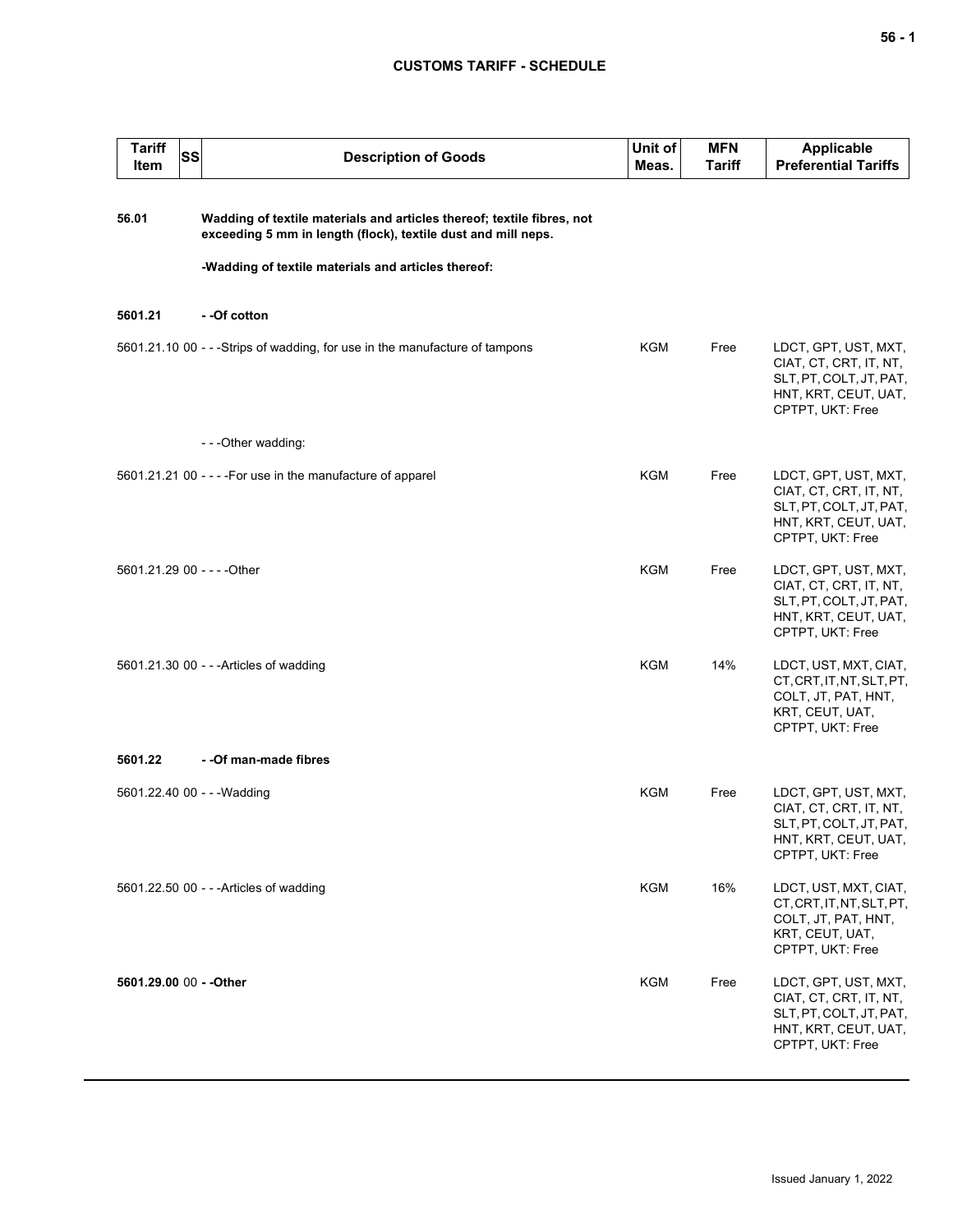| Tariff Item | SS | Description of Goods | Unit of Meas. | MFN Tariff | Applicable Preferential Tariffs |
|---|---|---|---|---|---|
| **56.01** | | **Wadding of textile materials and articles thereof; textile fibres, not exceeding 5 mm in length (flock), textile dust and mill neps.** | | | |
| | | **-Wadding of textile materials and articles thereof:** | | | |
| **5601.21** | | **- -Of cotton** | | | |
| 5601.21.10 | 00 | - - -Strips of wadding, for use in the manufacture of tampons | KGM | Free | LDCT, GPT, UST, MXT, CIAT, CT, CRT, IT, NT, SLT, PT, COLT, JT, PAT, HNT, KRT, CEUT, UAT, CPTPT, UKT: Free |
| | | - - -Other wadding: | | | |
| 5601.21.21 | 00 | - - - -For use in the manufacture of apparel | KGM | Free | LDCT, GPT, UST, MXT, CIAT, CT, CRT, IT, NT, SLT, PT, COLT, JT, PAT, HNT, KRT, CEUT, UAT, CPTPT, UKT: Free |
| 5601.21.29 | 00 | - - - -Other | KGM | Free | LDCT, GPT, UST, MXT, CIAT, CT, CRT, IT, NT, SLT, PT, COLT, JT, PAT, HNT, KRT, CEUT, UAT, CPTPT, UKT: Free |
| 5601.21.30 | 00 | - - -Articles of wadding | KGM | 14% | LDCT, UST, MXT, CIAT, CT, CRT, IT, NT, SLT, PT, COLT, JT, PAT, HNT, KRT, CEUT, UAT, CPTPT, UKT: Free |
| **5601.22** | | **- -Of man-made fibres** | | | |
| 5601.22.40 | 00 | - - -Wadding | KGM | Free | LDCT, GPT, UST, MXT, CIAT, CT, CRT, IT, NT, SLT, PT, COLT, JT, PAT, HNT, KRT, CEUT, UAT, CPTPT, UKT: Free |
| 5601.22.50 | 00 | - - -Articles of wadding | KGM | 16% | LDCT, UST, MXT, CIAT, CT, CRT, IT, NT, SLT, PT, COLT, JT, PAT, HNT, KRT, CEUT, UAT, CPTPT, UKT: Free |
| **5601.29.00** | 00 | **- -Other** | KGM | Free | LDCT, GPT, UST, MXT, CIAT, CT, CRT, IT, NT, SLT, PT, COLT, JT, PAT, HNT, KRT, CEUT, UAT, CPTPT, UKT: Free |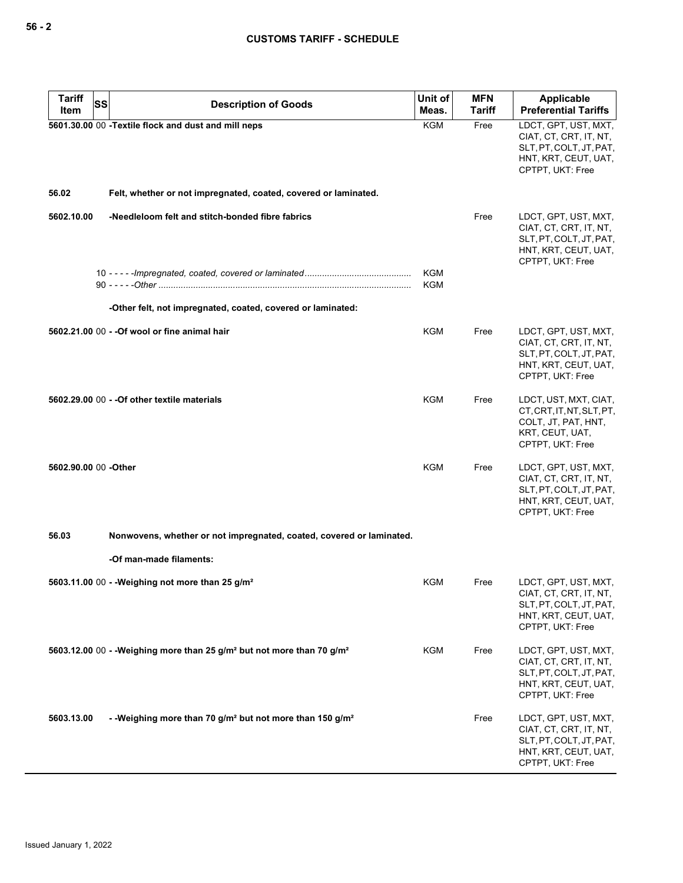| Tariff Item | SS | Description of Goods | Unit of Meas. | MFN Tariff | Applicable Preferential Tariffs |
|---|---|---|---|---|---|
| 5601.30.00 | 00 | -Textile flock and dust and mill neps | KGM | Free | LDCT, GPT, UST, MXT, CIAT, CT, CRT, IT, NT, SLT, PT, COLT, JT, PAT, HNT, KRT, CEUT, UAT, CPTPT, UKT: Free |
| 56.02 | | Felt, whether or not impregnated, coated, covered or laminated. | | | |
| 5602.10.00 | | -Needleloom felt and stitch-bonded fibre fabrics | | Free | LDCT, GPT, UST, MXT, CIAT, CT, CRT, IT, NT, SLT, PT, COLT, JT, PAT, HNT, KRT, CEUT, UAT, CPTPT, UKT: Free |
| | 10 | - - - - -*Impregnated, coated, covered or laminated* | KGM | | |
| | 90 | - - - - -*Other* | KGM | | |
| | | -Other felt, not impregnated, coated, covered or laminated: | | | |
| 5602.21.00 | 00 | - -Of wool or fine animal hair | KGM | Free | LDCT, GPT, UST, MXT, CIAT, CT, CRT, IT, NT, SLT, PT, COLT, JT, PAT, HNT, KRT, CEUT, UAT, CPTPT, UKT: Free |
| 5602.29.00 | 00 | - -Of other textile materials | KGM | Free | LDCT, UST, MXT, CIAT, CT, CRT, IT, NT, SLT, PT, COLT, JT, PAT, HNT, KRT, CEUT, UAT, CPTPT, UKT: Free |
| 5602.90.00 | 00 | -Other | KGM | Free | LDCT, GPT, UST, MXT, CIAT, CT, CRT, IT, NT, SLT, PT, COLT, JT, PAT, HNT, KRT, CEUT, UAT, CPTPT, UKT: Free |
| 56.03 | | Nonwovens, whether or not impregnated, coated, covered or laminated. | | | |
| | | -Of man-made filaments: | | | |
| 5603.11.00 | 00 | - -Weighing not more than 25 g/m² | KGM | Free | LDCT, GPT, UST, MXT, CIAT, CT, CRT, IT, NT, SLT, PT, COLT, JT, PAT, HNT, KRT, CEUT, UAT, CPTPT, UKT: Free |
| 5603.12.00 | 00 | - -Weighing more than 25 g/m² but not more than 70 g/m² | KGM | Free | LDCT, GPT, UST, MXT, CIAT, CT, CRT, IT, NT, SLT, PT, COLT, JT, PAT, HNT, KRT, CEUT, UAT, CPTPT, UKT: Free |
| 5603.13.00 | | - -Weighing more than 70 g/m² but not more than 150 g/m² | | Free | LDCT, GPT, UST, MXT, CIAT, CT, CRT, IT, NT, SLT, PT, COLT, JT, PAT, HNT, KRT, CEUT, UAT, CPTPT, UKT: Free |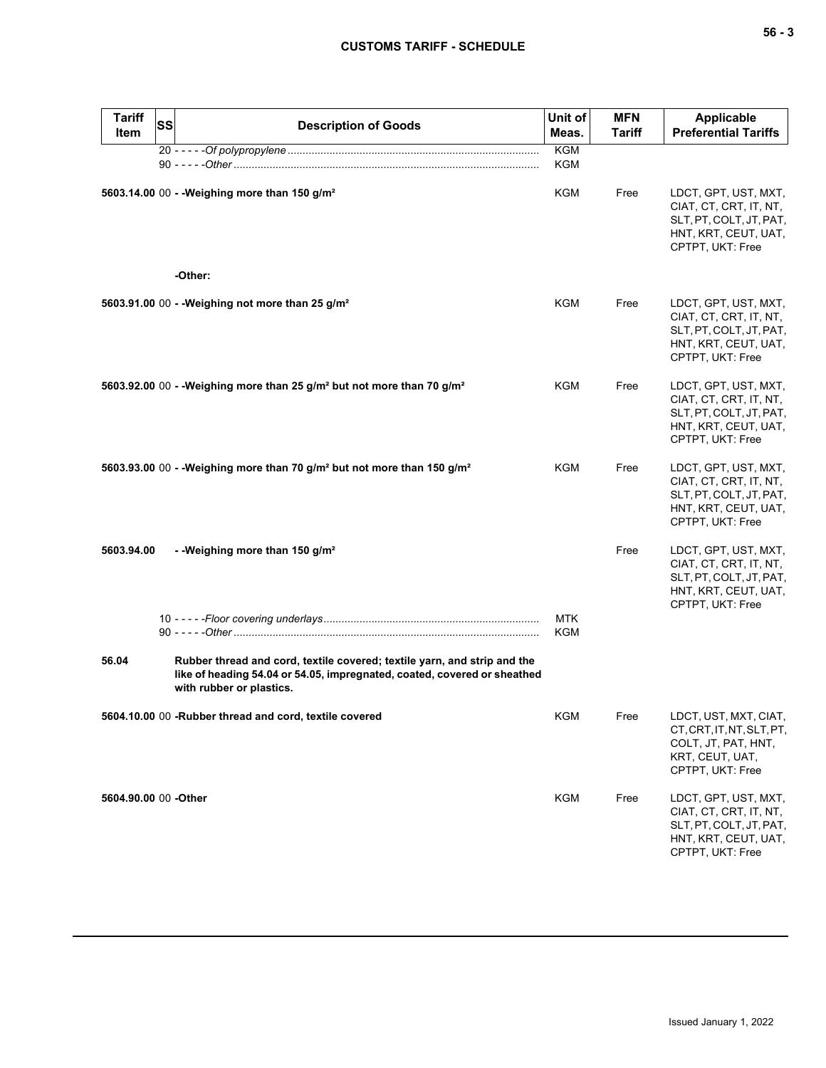| Tariff Item | SS | Description of Goods | Unit of Meas. | MFN Tariff | Applicable Preferential Tariffs |
|---|---|---|---|---|---|
| | 20 | - - - - -*Of polypropylene* | KGM | | |
| | 90 | - - - - -*Other* | KGM | | |
| **5603.14.00** | 00 | **- -Weighing more than 150 g/m²** | KGM | Free | LDCT, GPT, UST, MXT, CIAT, CT, CRT, IT, NT, SLT, PT, COLT, JT, PAT, HNT, KRT, CEUT, UAT, CPTPT, UKT: Free |
| | | **-Other:** | | | |
| **5603.91.00** | 00 | **- -Weighing not more than 25 g/m²** | KGM | Free | LDCT, GPT, UST, MXT, CIAT, CT, CRT, IT, NT, SLT, PT, COLT, JT, PAT, HNT, KRT, CEUT, UAT, CPTPT, UKT: Free |
| **5603.92.00** | 00 | **- -Weighing more than 25 g/m² but not more than 70 g/m²** | KGM | Free | LDCT, GPT, UST, MXT, CIAT, CT, CRT, IT, NT, SLT, PT, COLT, JT, PAT, HNT, KRT, CEUT, UAT, CPTPT, UKT: Free |
| **5603.93.00** | 00 | **- -Weighing more than 70 g/m² but not more than 150 g/m²** | KGM | Free | LDCT, GPT, UST, MXT, CIAT, CT, CRT, IT, NT, SLT, PT, COLT, JT, PAT, HNT, KRT, CEUT, UAT, CPTPT, UKT: Free |
| **5603.94.00** | | **- -Weighing more than 150 g/m²** | | Free | LDCT, GPT, UST, MXT, CIAT, CT, CRT, IT, NT, SLT, PT, COLT, JT, PAT, HNT, KRT, CEUT, UAT, CPTPT, UKT: Free |
| | 10 | - - - - -*Floor covering underlays* | MTK | | |
| | 90 | - - - - -*Other* | KGM | | |
| **56.04** | | **Rubber thread and cord, textile covered; textile yarn, and strip and the like of heading 54.04 or 54.05, impregnated, coated, covered or sheathed with rubber or plastics.** | | | |
| **5604.10.00** | 00 | **-Rubber thread and cord, textile covered** | KGM | Free | LDCT, UST, MXT, CIAT, CT, CRT, IT, NT, SLT, PT, COLT, JT, PAT, HNT, KRT, CEUT, UAT, CPTPT, UKT: Free |
| **5604.90.00** | 00 | **-Other** | KGM | Free | LDCT, GPT, UST, MXT, CIAT, CT, CRT, IT, NT, SLT, PT, COLT, JT, PAT, HNT, KRT, CEUT, UAT, CPTPT, UKT: Free |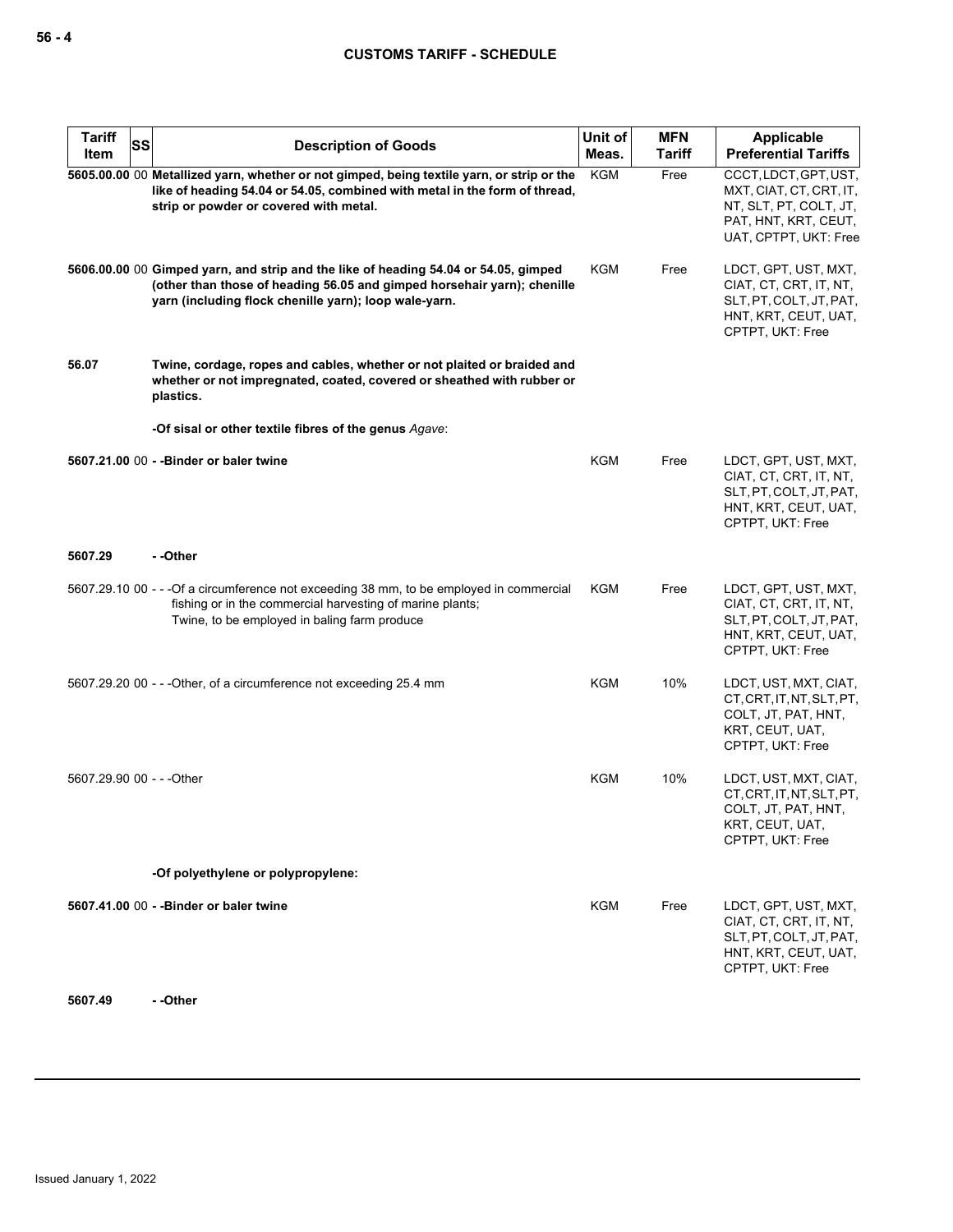| Tariff Item | SS | Description of Goods | Unit of Meas. | MFN Tariff | Applicable Preferential Tariffs |
|---|---|---|---|---|---|
| **5605.00.00** | 00 | **Metallized yarn, whether or not gimped, being textile yarn, or strip or the like of heading 54.04 or 54.05, combined with metal in the form of thread, strip or powder or covered with metal.** | KGM | Free | CCCT, LDCT, GPT, UST, MXT, CIAT, CT, CRT, IT, NT, SLT, PT, COLT, JT, PAT, HNT, KRT, CEUT, UAT, CPTPT, UKT: Free |
| **5606.00.00** | 00 | **Gimped yarn, and strip and the like of heading 54.04 or 54.05, gimped (other than those of heading 56.05 and gimped horsehair yarn); chenille yarn (including flock chenille yarn); loop wale-yarn.** | KGM | Free | LDCT, GPT, UST, MXT, CIAT, CT, CRT, IT, NT, SLT, PT, COLT, JT, PAT, HNT, KRT, CEUT, UAT, CPTPT, UKT: Free |
| **56.07** | | **Twine, cordage, ropes and cables, whether or not plaited or braided and whether or not impregnated, coated, covered or sheathed with rubber or plastics.** | | | |
| | | **-Of sisal or other textile fibres of the genus *Agave*:** | | | |
| **5607.21.00** | 00 | **- -Binder or baler twine** | KGM | Free | LDCT, GPT, UST, MXT, CIAT, CT, CRT, IT, NT, SLT, PT, COLT, JT, PAT, HNT, KRT, CEUT, UAT, CPTPT, UKT: Free |
| **5607.29** | | **- -Other** | | | |
| 5607.29.10 | 00 | - - -Of a circumference not exceeding 38 mm, to be employed in commercial fishing or in the commercial harvesting of marine plants;<br>Twine, to be employed in baling farm produce | KGM | Free | LDCT, GPT, UST, MXT, CIAT, CT, CRT, IT, NT, SLT, PT, COLT, JT, PAT, HNT, KRT, CEUT, UAT, CPTPT, UKT: Free |
| 5607.29.20 | 00 | - - -Other, of a circumference not exceeding 25.4 mm | KGM | 10% | LDCT, UST, MXT, CIAT, CT, CRT, IT, NT, SLT, PT, COLT, JT, PAT, HNT, KRT, CEUT, UAT, CPTPT, UKT: Free |
| 5607.29.90 | 00 | - - -Other | KGM | 10% | LDCT, UST, MXT, CIAT, CT, CRT, IT, NT, SLT, PT, COLT, JT, PAT, HNT, KRT, CEUT, UAT, CPTPT, UKT: Free |
| | | **-Of polyethylene or polypropylene:** | | | |
| **5607.41.00** | 00 | **- -Binder or baler twine** | KGM | Free | LDCT, GPT, UST, MXT, CIAT, CT, CRT, IT, NT, SLT, PT, COLT, JT, PAT, HNT, KRT, CEUT, UAT, CPTPT, UKT: Free |
| **5607.49** | | **- -Other** | | | |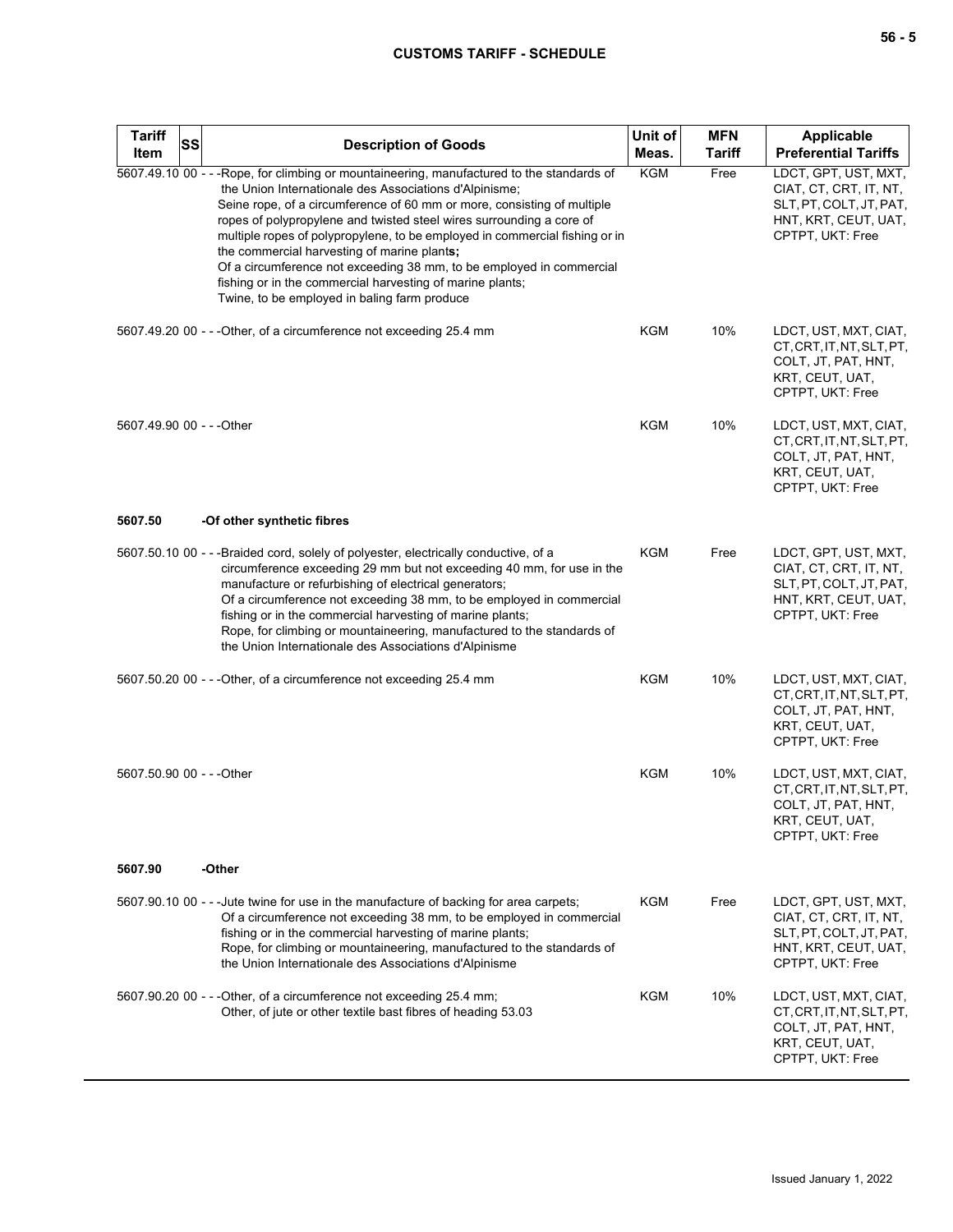| Tariff Item | SS | Description of Goods | Unit of Meas. | MFN Tariff | Applicable Preferential Tariffs |
|---|---|---|---|---|---|
| 5607.49.10 | 00 | - - -Rope, for climbing or mountaineering, manufactured to the standards of the Union Internationale des Associations d'Alpinisme;<br>Seine rope, of a circumference of 60 mm or more, consisting of multiple ropes of polypropylene and twisted steel wires surrounding a core of multiple ropes of polypropylene, to be employed in commercial fishing or in the commercial harvesting of marine plant**s;**<br>Of a circumference not exceeding 38 mm, to be employed in commercial fishing or in the commercial harvesting of marine plants;<br>Twine, to be employed in baling farm produce | KGM | Free | LDCT, GPT, UST, MXT, CIAT, CT, CRT, IT, NT, SLT, PT, COLT, JT, PAT, HNT, KRT, CEUT, UAT, CPTPT, UKT: Free |
| 5607.49.20 | 00 | - - -Other, of a circumference not exceeding 25.4 mm | KGM | 10% | LDCT, UST, MXT, CIAT, CT, CRT, IT, NT, SLT, PT, COLT, JT, PAT, HNT, KRT, CEUT, UAT, CPTPT, UKT: Free |
| 5607.49.90 | 00 | - - -Other | KGM | 10% | LDCT, UST, MXT, CIAT, CT, CRT, IT, NT, SLT, PT, COLT, JT, PAT, HNT, KRT, CEUT, UAT, CPTPT, UKT: Free |
| **5607.50** | | **-Of other synthetic fibres** | | | |
| 5607.50.10 | 00 | - - -Braided cord, solely of polyester, electrically conductive, of a circumference exceeding 29 mm but not exceeding 40 mm, for use in the manufacture or refurbishing of electrical generators;<br>Of a circumference not exceeding 38 mm, to be employed in commercial fishing or in the commercial harvesting of marine plants;<br>Rope, for climbing or mountaineering, manufactured to the standards of the Union Internationale des Associations d'Alpinisme | KGM | Free | LDCT, GPT, UST, MXT, CIAT, CT, CRT, IT, NT, SLT, PT, COLT, JT, PAT, HNT, KRT, CEUT, UAT, CPTPT, UKT: Free |
| 5607.50.20 | 00 | - - -Other, of a circumference not exceeding 25.4 mm | KGM | 10% | LDCT, UST, MXT, CIAT, CT, CRT, IT, NT, SLT, PT, COLT, JT, PAT, HNT, KRT, CEUT, UAT, CPTPT, UKT: Free |
| 5607.50.90 | 00 | - - -Other | KGM | 10% | LDCT, UST, MXT, CIAT, CT, CRT, IT, NT, SLT, PT, COLT, JT, PAT, HNT, KRT, CEUT, UAT, CPTPT, UKT: Free |
| **5607.90** | | **-Other** | | | |
| 5607.90.10 | 00 | - - -Jute twine for use in the manufacture of backing for area carpets;<br>Of a circumference not exceeding 38 mm, to be employed in commercial fishing or in the commercial harvesting of marine plants;<br>Rope, for climbing or mountaineering, manufactured to the standards of the Union Internationale des Associations d'Alpinisme | KGM | Free | LDCT, GPT, UST, MXT, CIAT, CT, CRT, IT, NT, SLT, PT, COLT, JT, PAT, HNT, KRT, CEUT, UAT, CPTPT, UKT: Free |
| 5607.90.20 | 00 | - - -Other, of a circumference not exceeding 25.4 mm;<br>Other, of jute or other textile bast fibres of heading 53.03 | KGM | 10% | LDCT, UST, MXT, CIAT, CT, CRT, IT, NT, SLT, PT, COLT, JT, PAT, HNT, KRT, CEUT, UAT, CPTPT, UKT: Free |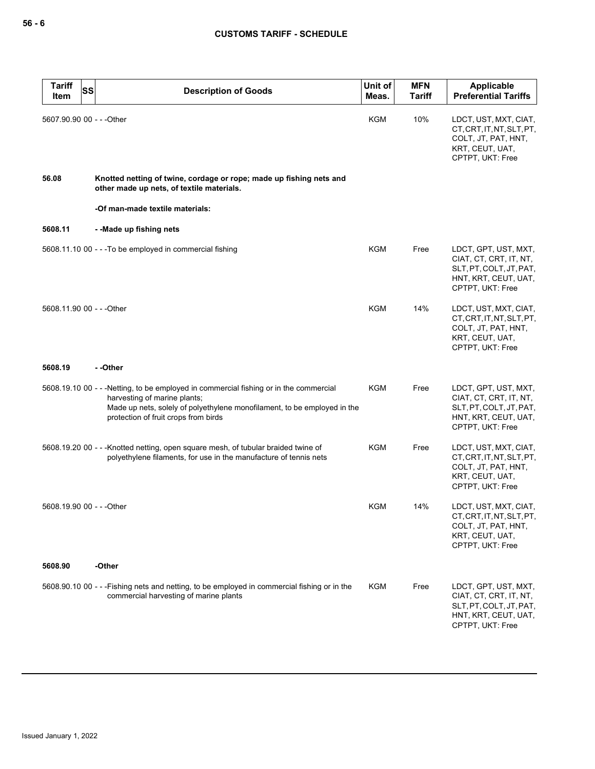| Tariff Item | SS | Description of Goods | Unit of Meas. | MFN Tariff | Applicable Preferential Tariffs |
|---|---|---|---|---|---|
| 5607.90.90 | 00 | - - -Other | KGM | 10% | LDCT, UST, MXT, CIAT, CT, CRT, IT, NT, SLT, PT, COLT, JT, PAT, HNT, KRT, CEUT, UAT, CPTPT, UKT: Free |
| **56.08** | | **Knotted netting of twine, cordage or rope; made up fishing nets and other made up nets, of textile materials.** | | | |
| | | **-Of man-made textile materials:** | | | |
| **5608.11** | | **- -Made up fishing nets** | | | |
| 5608.11.10 | 00 | - - -To be employed in commercial fishing | KGM | Free | LDCT, GPT, UST, MXT, CIAT, CT, CRT, IT, NT, SLT, PT, COLT, JT, PAT, HNT, KRT, CEUT, UAT, CPTPT, UKT: Free |
| 5608.11.90 | 00 | - - -Other | KGM | 14% | LDCT, UST, MXT, CIAT, CT, CRT, IT, NT, SLT, PT, COLT, JT, PAT, HNT, KRT, CEUT, UAT, CPTPT, UKT: Free |
| **5608.19** | | **- -Other** | | | |
| 5608.19.10 | 00 | - - -Netting, to be employed in commercial fishing or in the commercial harvesting of marine plants;<br>Made up nets, solely of polyethylene monofilament, to be employed in the protection of fruit crops from birds | KGM | Free | LDCT, GPT, UST, MXT, CIAT, CT, CRT, IT, NT, SLT, PT, COLT, JT, PAT, HNT, KRT, CEUT, UAT, CPTPT, UKT: Free |
| 5608.19.20 | 00 | - - -Knotted netting, open square mesh, of tubular braided twine of polyethylene filaments, for use in the manufacture of tennis nets | KGM | Free | LDCT, UST, MXT, CIAT, CT, CRT, IT, NT, SLT, PT, COLT, JT, PAT, HNT, KRT, CEUT, UAT, CPTPT, UKT: Free |
| 5608.19.90 | 00 | - - -Other | KGM | 14% | LDCT, UST, MXT, CIAT, CT, CRT, IT, NT, SLT, PT, COLT, JT, PAT, HNT, KRT, CEUT, UAT, CPTPT, UKT: Free |
| **5608.90** | | **-Other** | | | |
| 5608.90.10 | 00 | - - -Fishing nets and netting, to be employed in commercial fishing or in the commercial harvesting of marine plants | KGM | Free | LDCT, GPT, UST, MXT, CIAT, CT, CRT, IT, NT, SLT, PT, COLT, JT, PAT, HNT, KRT, CEUT, UAT, CPTPT, UKT: Free |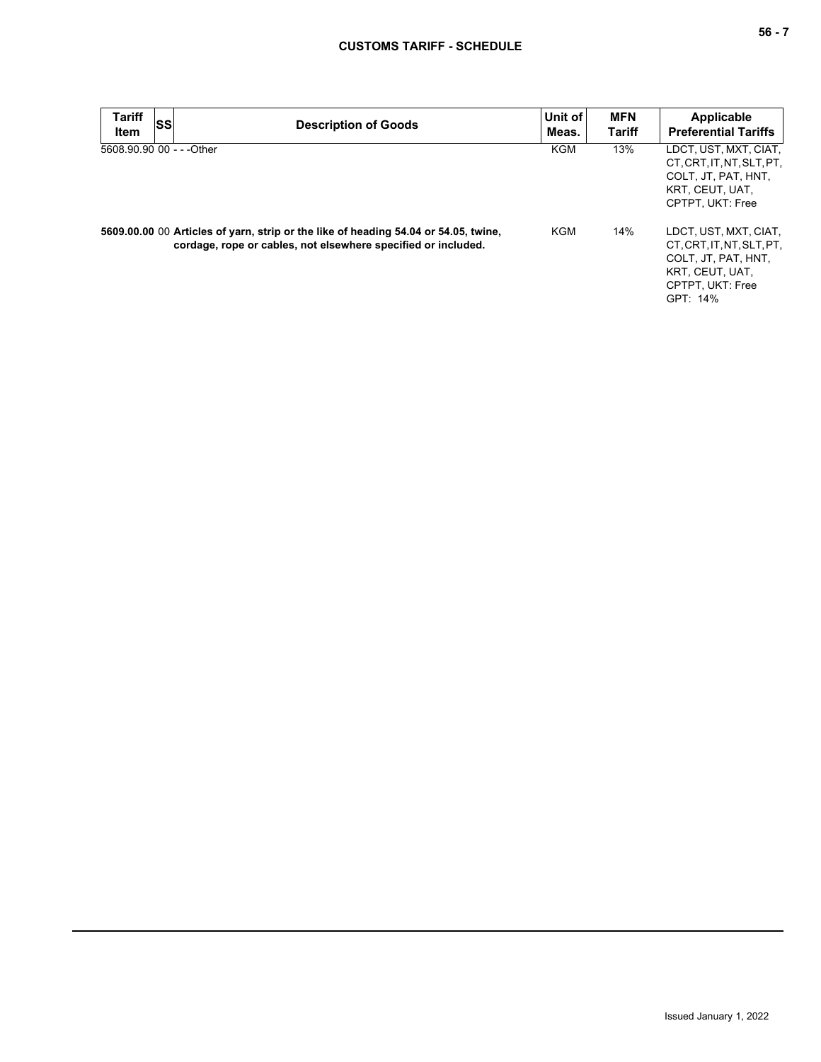| Tariff Item | SS | Description of Goods | Unit of Meas. | MFN Tariff | Applicable Preferential Tariffs |
|---|---|---|---|---|---|
| 5608.90.90 | 00 | - - -Other | KGM | 13% | LDCT, UST, MXT, CIAT, CT, CRT, IT, NT, SLT, PT, COLT, JT, PAT, HNT, KRT, CEUT, UAT, CPTPT, UKT: Free |
| **5609.00.00** | 00 | **Articles of yarn, strip or the like of heading 54.04 or 54.05, twine, cordage, rope or cables, not elsewhere specified or included.** | KGM | 14% | LDCT, UST, MXT, CIAT, CT, CRT, IT, NT, SLT, PT, COLT, JT, PAT, HNT, KRT, CEUT, UAT, CPTPT, UKT: Free<br>GPT: 14% |